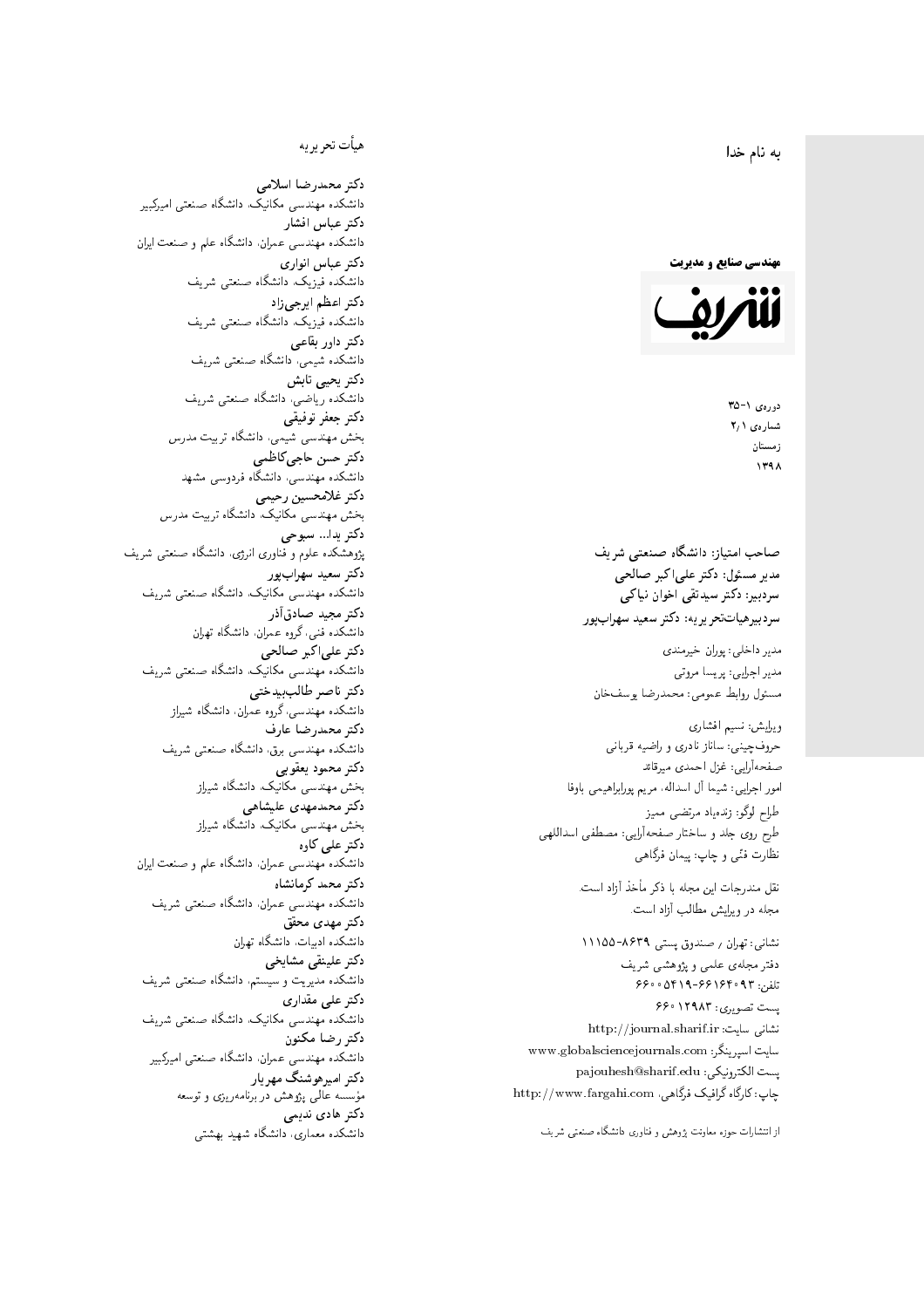به نام خدا

**مهندسی صنایع و مدیریت**

**شریف**

دوره‌ی ۱-۳۵
شماره‌ی ۲/۱
زمستان
۱۳۹۸

**صاحب امتیاز: دانشگاه صنعتی شریف**
**مدیر مسئول: دکتر علی‌اکبر صالحی**
**سردبیر: دکتر سیدتقی اخوان نیاکی**
**سردبیرهیات‌تحریریه: دکتر سعید سهراب‌پور**

مدیر داخلی: پوران خیرمندی
مدیر اجرایی: پریسا مروتی
مسئول روابط عمومی: محمدرضا یوسف‌خان

ویرایش: نسیم افشاری
حروف‌چینی: ساناز نادری و راضیه قربانی
صفحه‌آرایی: غزل احمدی میرقائد
امور اجرایی: شیما آل اسداله، مریم پورابراهیمی باوفا

طراح لوگو: زنده‌یاد مرتضی ممیز
طرح روی جلد و ساختار صفحه‌آرایی: مصطفی اسداللهی
نظارت فنّی و چاپ: پیمان فرگاهی

نقل مندرجات این مجله با ذکر مأخذ آزاد است.
مجله در ویرایش مطالب آزاد است.

نشانی: تهران / صندوق پستی ۸۶۳۹-۱۱۱۵۵
دفتر مجله‌ی علمی و پژوهشی شریف
تلفن: ۶۶۱۶۴۰۹۳-۵۴۱۹-۶۶۰۰
پست تصویری: ۱۲۹۸۳-۶۶۰
نشانی سایت: http://journal.sharif.ir
سایت اسپرینگر: www.globalsciencejournals.com
پست الکترونیکی: pajouhesh@sharif.edu
چاپ: کارگاه گرافیک فرگاهی، http://www.fargahi.com

از انتشارات حوزه معاونت پژوهش و فناوری دانشگاه صنعتی شریف

## هیأت تحریریه

**دکتر محمدرضا اسلامی**
دانشکده مهندسی مکانیک، دانشگاه صنعتی امیرکبیر
**دکتر عباس افشار**
دانشکده مهندسی عمران، دانشگاه علم و صنعت ایران
**دکتر عباس انواری**
دانشکده فیزیک، دانشگاه صنعتی شریف
**دکتر اعظم ایرجی‌زاد**
دانشکده فیزیک، دانشگاه صنعتی شریف
**دکتر داور بقاعی**
دانشکده شیمی، دانشگاه صنعتی شریف
**دکتر یحیی تابش**
دانشکده ریاضی، دانشگاه صنعتی شریف
**دکتر جعفر توفیقی**
بخش مهندسی شیمی، دانشگاه تربیت مدرس
**دکتر حسن حاجی‌کاظمی**
دانشکده مهندسی، دانشگاه فردوسی مشهد
**دکتر غلامحسین رحیمی**
بخش مهندسی مکانیک، دانشگاه تربیت مدرس
**دکتر یدا... سبوحی**
پژوهشکده علوم و فناوری انرژی، دانشگاه صنعتی شریف
**دکتر سعید سهراب‌پور**
دانشکده مهندسی مکانیک، دانشگاه صنعتی شریف
**دکتر مجید صادق‌آذر**
دانشکده فنی، گروه عمران، دانشگاه تهران
**دکتر علی‌اکبر صالحی**
دانشکده مهندسی مکانیک، دانشگاه صنعتی شریف
**دکتر ناصر طالب‌بیدختی**
دانشکده مهندسی، گروه عمران، دانشگاه شیراز
**دکتر محمدرضا عارف**
دانشکده مهندسی برق، دانشگاه صنعتی شریف
**دکتر محمود یعقوبی**
بخش مهندسی مکانیک، دانشگاه شیراز
**دکتر محمدمهدی علیشاهی**
بخش مهندسی مکانیک، دانشگاه شیراز
**دکتر علی کاوه**
دانشکده مهندسی عمران، دانشگاه علم و صنعت ایران
**دکتر محمد کرمانشاه**
دانشکده مهندسی عمران، دانشگاه صنعتی شریف
**دکتر مهدی محقق**
دانشکده ادبیات، دانشگاه تهران
**دکتر علینقی مشایخی**
دانشکده مدیریت و سیستم، دانشگاه صنعتی شریف
**دکتر علی مقداری**
دانشکده مهندسی مکانیک، دانشگاه صنعتی شریف
**دکتر رضا مکنون**
دانشکده مهندسی عمران، دانشگاه صنعتی امیرکبیر
**دکتر امیرهوشنگ مهریار**
مؤسسه عالی پژوهش در برنامه‌ریزی و توسعه
**دکتر هادی ندیمی**
دانشکده معماری، دانشگاه شهید بهشتی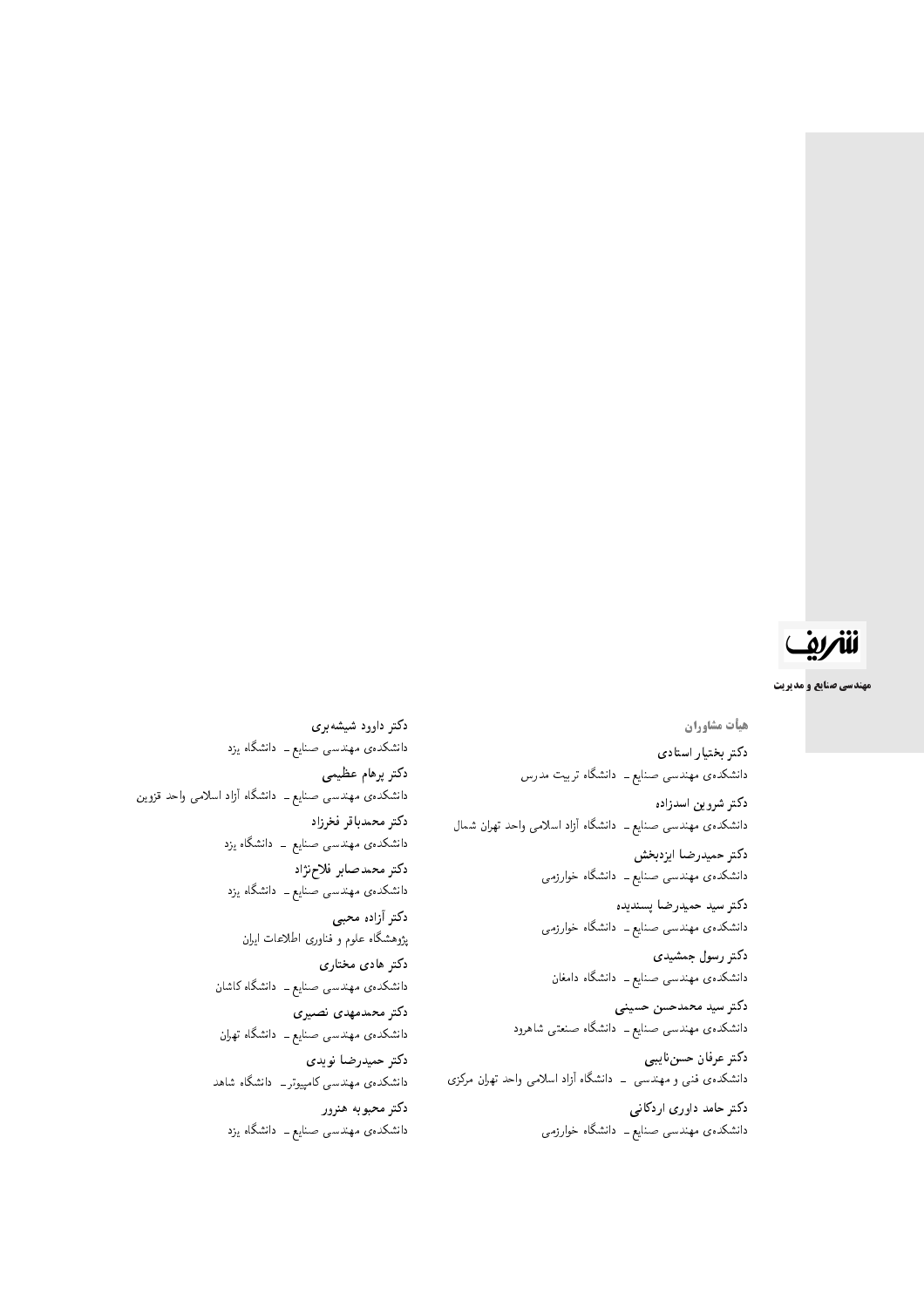# هیأت مشاوران

**دکتر بختیار استادی**
دانشکده‌ی مهندسی صنایع ــ دانشگاه تربیت مدرس

**دکتر شروین اسدزاده**
دانشکده‌ی مهندسی صنایع ــ دانشگاه آزاد اسلامی واحد تهران شمال

**دکتر حمیدرضا ایزدبخش**
دانشکده‌ی مهندسی صنایع ــ دانشگاه خوارزمی

**دکتر سید حمیدرضا پسندیده**
دانشکده‌ی مهندسی صنایع ــ دانشگاه خوارزمی

**دکتر رسول جمشیدی**
دانشکده‌ی مهندسی صنایع ــ دانشگاه دامغان

**دکتر سید محمدحسن حسینی**
دانشکده‌ی مهندسی صنایع ــ دانشگاه صنعتی شاهرود

**دکتر عرفان حسن‌نایبی**
دانشکده‌ی فنی و مهندسی ــ دانشگاه آزاد اسلامی واحد تهران مرکزی

**دکتر حامد داوری اردکانی**
دانشکده‌ی مهندسی صنایع ــ دانشگاه خوارزمی

**دکتر داوود شیشه‌بری**
دانشکده‌ی مهندسی صنایع ــ دانشگاه یزد

**دکتر پرهام عظیمی**
دانشکده‌ی مهندسی صنایع ــ دانشگاه آزاد اسلامی واحد قزوین

**دکتر محمدباقر فخرزاد**
دانشکده‌ی مهندسی صنایع ــ دانشگاه یزد

**دکتر محمدصابر فلاح‌نژاد**
دانشکده‌ی مهندسی صنایع ــ دانشگاه یزد

**دکتر آزاده محبی**
پژوهشگاه علوم و فناوری اطلاعات ایران

**دکتر هادی مختاری**
دانشکده‌ی مهندسی صنایع ــ دانشگاه کاشان

**دکتر محمدمهدی نصیری**
دانشکده‌ی مهندسی صنایع ــ دانشگاه تهران

**دکتر حمیدرضا نویدی**
دانشکده‌ی مهندسی کامپیوتر ــ دانشگاه شاهد

**دکتر محبوبه هنرور**
دانشکده‌ی مهندسی صنایع ــ دانشگاه یزد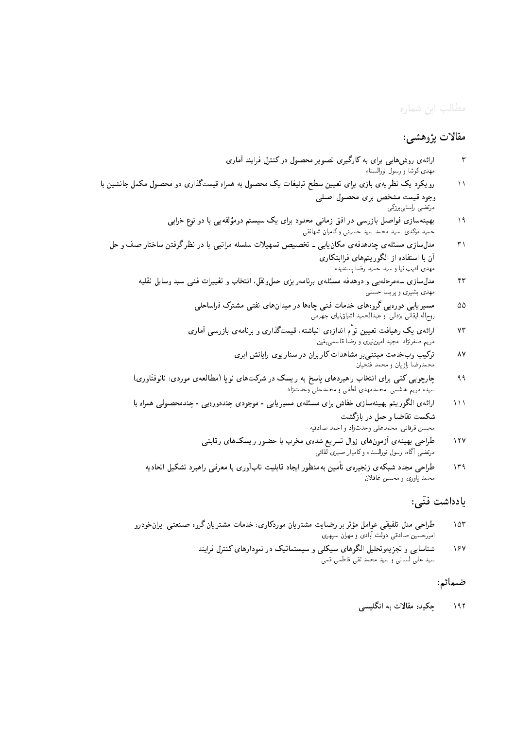مطالب این شماره

## مقالات پژوهشی:

۳ ارائه‌ی روش‌هایی برای به کارگیری تصویر محصول در کنترل فرایند آماری
مهدی کوشا و رسول نورالسناء

۱۱ رویکرد یک نظریه‌ی بازی برای تعیین سطح تبلیغات یک محصول به همراه قیمت‌گذاری دو محصول مکمل جانشین با وجود قیمت مشخص برای محصول اصلی
مرتضی راستی‌برزکی

۱۹ بهینه‌سازی فواصل بازرسی در افق زمانی محدود برای یک سیستم دومؤلفه‌یی با دو نوع خرابی
حمید مؤکدی، سید محمد سید حسینی و کامران شهانقی

۳۱ مدل‌سازی مسئله‌ی چندهدفه‌ی مکان‌یابی ـ تخصیص تسهیلات سلسله مراتبی با در نظرگرفتن ساختار صف و حل آن با استفاده از الگوریتم‌های فراابتکاری
مهدی ادیب نیا و سید حمید رضا پسندیده

۴۳ مدل‌سازی سه‌مرحله‌یی و دوهدفه مسئله‌ی برنامه‌ریزی حمل‌ونقل، انتخاب و تغییرات فنی سبد وسایل نقلیه
مهدی بشیری و پریسا حسنی

۵۵ مسیریابی دوره‌یی گروه‌های خدمات فنی چاه‌ها در میدان‌های نفتی مشترک فراساحلی
روح‌اله ایقانی یزدلی و عبدالحمید اشراق‌نیای جهرمی

۷۳ ارائه‌ی یک رهیافت تعیین توأم اندازه‌ی انباشته، قیمت‌گذاری و برنامه‌ی بازرسی آماری
مریم صفرنژاد، مجید امین‌نیری و رضا قاسمی‌یقین

۸۷ ترکیب وب‌خدمت مبتنی‌بر مشاهدات کاربران در سناریوی رایانش ابری
محمدرضا رازیان و محمد فتحیان

۹۹ چارچوبی کمّی برای انتخاب راهبردهای پاسخ به ریسک در شرکت‌های نوپا (مطالعه‌ی موردی: نانوفناوری)
سیده مریم هاشمی، محمدمهدی لطفی و محمدعلی وحدت‌زاد

۱۱۱ ارائه‌ی الگوریتم بهینه‌سازی خفاش برای مسئله‌ی مسیریابی - موجودی چنددوره‌یی - چندمحصولی همراه با شکست تقاضا و حمل در بازگشت
محسن فرقانی، محمدعلی وحدت‌زاد و احمد صادقیه

۱۲۷ طراحی بهینه‌ی آزمون‌های زوال تسریع شده‌ی مخرب با حضور ریسک‌های رقابتی
مرتضی آگاه، رسول نورالسناء و کامیار صبری لقائی

۱۳۹ طراحی مجدد شبکه‌ی زنجیره‌ی تأمین به‌منظور ایجاد قابلیت تاب‌آوری با معرفی راهبرد تشکیل اتحادیه
محمد یاوری و محسن عاقلان

## یادداشت فنّی:

۱۵۳ طراحی مدل تلفیقی عوامل مؤثر بر رضایت مشتریان موردکاوی: خدمات مشتریان گروه صنعتی ایران‌خودرو
امیرحسین صادقی دولت آبادی و مهران سپهری

۱۶۷ شناسایی و تجزیه‌وتحلیل الگوهای سیکلی و سیستماتیک در نمودارهای کنترل فرایند
سید علی لسانی و سید محمد تقی فاطمی قمی

## ضمائم:

۱۹۲ چکیده مقالات به انگلیسی